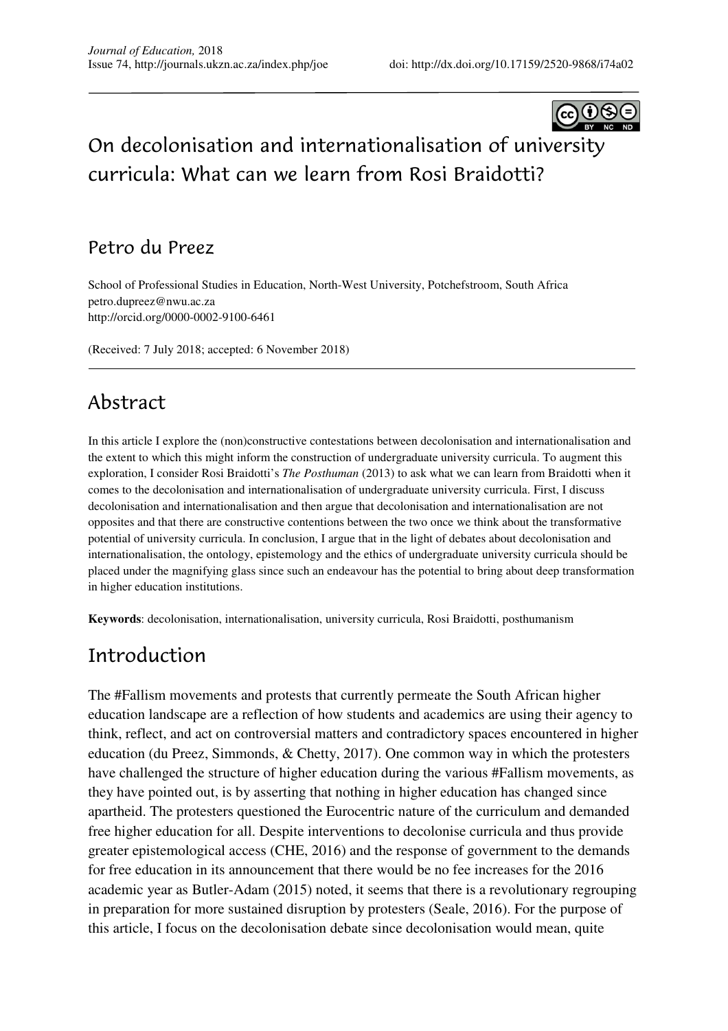# On decolonisation and internationalisation of university curricula: What can we learn from Rosi Braidotti?

## Petro du Preez

School of Professional Studies in Education, North-West University, Potchefstroom, South Africa
petro.dupreez@nwu.ac.za
http://orcid.org/0000-0002-9100-6461

(Received: 7 July 2018; accepted: 6 November 2018)

## Abstract

In this article I explore the (non)constructive contestations between decolonisation and internationalisation and the extent to which this might inform the construction of undergraduate university curricula. To augment this exploration, I consider Rosi Braidotti's *The Posthuman* (2013) to ask what we can learn from Braidotti when it comes to the decolonisation and internationalisation of undergraduate university curricula. First, I discuss decolonisation and internationalisation and then argue that decolonisation and internationalisation are not opposites and that there are constructive contentions between the two once we think about the transformative potential of university curricula. In conclusion, I argue that in the light of debates about decolonisation and internationalisation, the ontology, epistemology and the ethics of undergraduate university curricula should be placed under the magnifying glass since such an endeavour has the potential to bring about deep transformation in higher education institutions.

**Keywords**: decolonisation, internationalisation, university curricula, Rosi Braidotti, posthumanism

## Introduction

The #Fallism movements and protests that currently permeate the South African higher education landscape are a reflection of how students and academics are using their agency to think, reflect, and act on controversial matters and contradictory spaces encountered in higher education (du Preez, Simmonds, & Chetty, 2017). One common way in which the protesters have challenged the structure of higher education during the various #Fallism movements, as they have pointed out, is by asserting that nothing in higher education has changed since apartheid. The protesters questioned the Eurocentric nature of the curriculum and demanded free higher education for all. Despite interventions to decolonise curricula and thus provide greater epistemological access (CHE, 2016) and the response of government to the demands for free education in its announcement that there would be no fee increases for the 2016 academic year as Butler-Adam (2015) noted, it seems that there is a revolutionary regrouping in preparation for more sustained disruption by protesters (Seale, 2016). For the purpose of this article, I focus on the decolonisation debate since decolonisation would mean, quite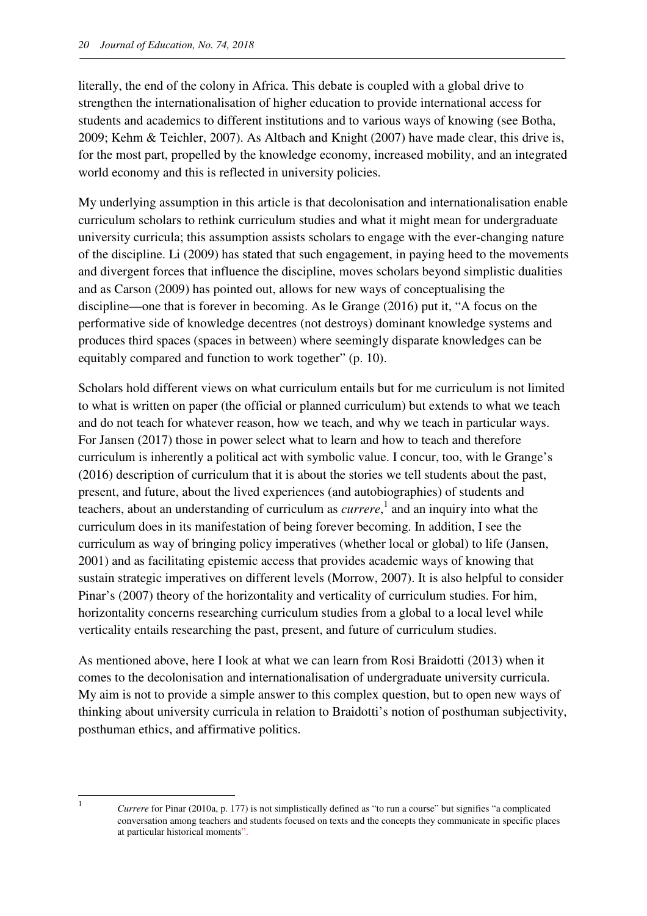literally, the end of the colony in Africa. This debate is coupled with a global drive to strengthen the internationalisation of higher education to provide international access for students and academics to different institutions and to various ways of knowing (see Botha, 2009; Kehm & Teichler, 2007). As Altbach and Knight (2007) have made clear, this drive is, for the most part, propelled by the knowledge economy, increased mobility, and an integrated world economy and this is reflected in university policies.

My underlying assumption in this article is that decolonisation and internationalisation enable curriculum scholars to rethink curriculum studies and what it might mean for undergraduate university curricula; this assumption assists scholars to engage with the ever-changing nature of the discipline. Li (2009) has stated that such engagement, in paying heed to the movements and divergent forces that influence the discipline, moves scholars beyond simplistic dualities and as Carson (2009) has pointed out, allows for new ways of conceptualising the discipline—one that is forever in becoming. As le Grange (2016) put it, "A focus on the performative side of knowledge decentres (not destroys) dominant knowledge systems and produces third spaces (spaces in between) where seemingly disparate knowledges can be equitably compared and function to work together" (p. 10).

Scholars hold different views on what curriculum entails but for me curriculum is not limited to what is written on paper (the official or planned curriculum) but extends to what we teach and do not teach for whatever reason, how we teach, and why we teach in particular ways. For Jansen (2017) those in power select what to learn and how to teach and therefore curriculum is inherently a political act with symbolic value. I concur, too, with le Grange's (2016) description of curriculum that it is about the stories we tell students about the past, present, and future, about the lived experiences (and autobiographies) of students and teachers, about an understanding of curriculum as *currere*,[1] and an inquiry into what the curriculum does in its manifestation of being forever becoming. In addition, I see the curriculum as way of bringing policy imperatives (whether local or global) to life (Jansen, 2001) and as facilitating epistemic access that provides academic ways of knowing that sustain strategic imperatives on different levels (Morrow, 2007). It is also helpful to consider Pinar's (2007) theory of the horizontality and verticality of curriculum studies. For him, horizontality concerns researching curriculum studies from a global to a local level while verticality entails researching the past, present, and future of curriculum studies.

As mentioned above, here I look at what we can learn from Rosi Braidotti (2013) when it comes to the decolonisation and internationalisation of undergraduate university curricula. My aim is not to provide a simple answer to this complex question, but to open new ways of thinking about university curricula in relation to Braidotti's notion of posthuman subjectivity, posthuman ethics, and affirmative politics.

---

[1] *Currere* for Pinar (2010a, p. 177) is not simplistically defined as "to run a course" but signifies "a complicated conversation among teachers and students focused on texts and the concepts they communicate in specific places at particular historical moments".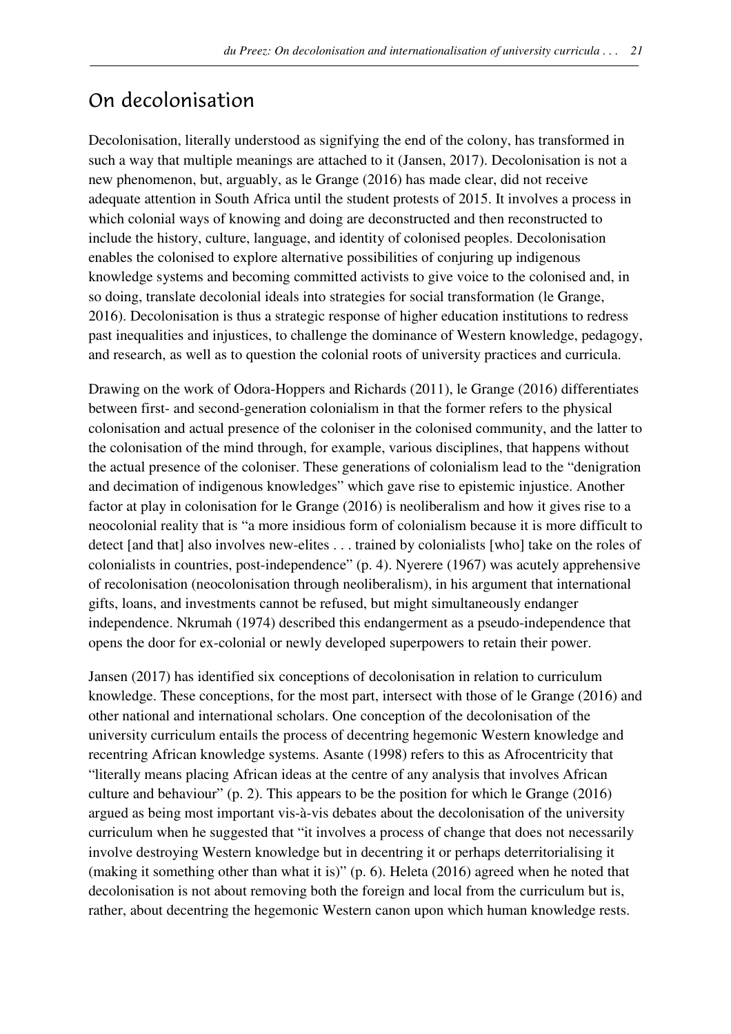## On decolonisation

Decolonisation, literally understood as signifying the end of the colony, has transformed in such a way that multiple meanings are attached to it (Jansen, 2017). Decolonisation is not a new phenomenon, but, arguably, as le Grange (2016) has made clear, did not receive adequate attention in South Africa until the student protests of 2015. It involves a process in which colonial ways of knowing and doing are deconstructed and then reconstructed to include the history, culture, language, and identity of colonised peoples. Decolonisation enables the colonised to explore alternative possibilities of conjuring up indigenous knowledge systems and becoming committed activists to give voice to the colonised and, in so doing, translate decolonial ideals into strategies for social transformation (le Grange, 2016). Decolonisation is thus a strategic response of higher education institutions to redress past inequalities and injustices, to challenge the dominance of Western knowledge, pedagogy, and research, as well as to question the colonial roots of university practices and curricula.

Drawing on the work of Odora-Hoppers and Richards (2011), le Grange (2016) differentiates between first- and second-generation colonialism in that the former refers to the physical colonisation and actual presence of the coloniser in the colonised community, and the latter to the colonisation of the mind through, for example, various disciplines, that happens without the actual presence of the coloniser. These generations of colonialism lead to the "denigration and decimation of indigenous knowledges" which gave rise to epistemic injustice. Another factor at play in colonisation for le Grange (2016) is neoliberalism and how it gives rise to a neocolonial reality that is "a more insidious form of colonialism because it is more difficult to detect [and that] also involves new-elites . . . trained by colonialists [who] take on the roles of colonialists in countries, post-independence" (p. 4). Nyerere (1967) was acutely apprehensive of recolonisation (neocolonisation through neoliberalism), in his argument that international gifts, loans, and investments cannot be refused, but might simultaneously endanger independence. Nkrumah (1974) described this endangerment as a pseudo-independence that opens the door for ex-colonial or newly developed superpowers to retain their power.

Jansen (2017) has identified six conceptions of decolonisation in relation to curriculum knowledge. These conceptions, for the most part, intersect with those of le Grange (2016) and other national and international scholars. One conception of the decolonisation of the university curriculum entails the process of decentring hegemonic Western knowledge and recentring African knowledge systems. Asante (1998) refers to this as Afrocentricity that "literally means placing African ideas at the centre of any analysis that involves African culture and behaviour" (p. 2). This appears to be the position for which le Grange (2016) argued as being most important vis-à-vis debates about the decolonisation of the university curriculum when he suggested that "it involves a process of change that does not necessarily involve destroying Western knowledge but in decentring it or perhaps deterritorialising it (making it something other than what it is)" (p. 6). Heleta (2016) agreed when he noted that decolonisation is not about removing both the foreign and local from the curriculum but is, rather, about decentring the hegemonic Western canon upon which human knowledge rests.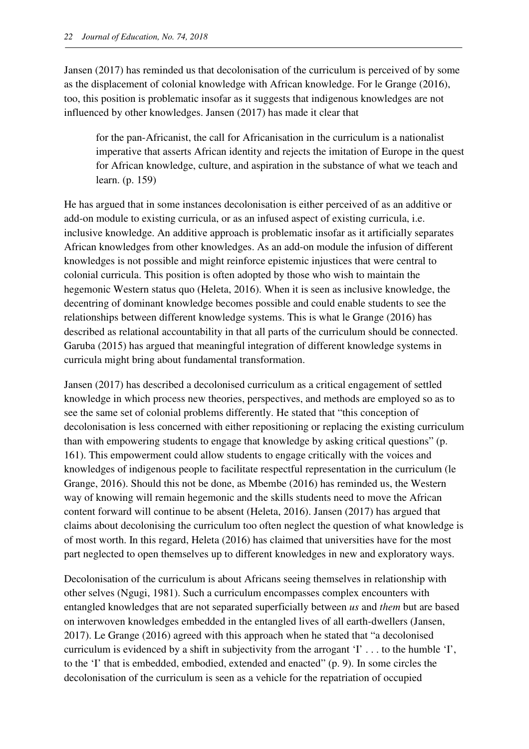Jansen (2017) has reminded us that decolonisation of the curriculum is perceived of by some as the displacement of colonial knowledge with African knowledge. For le Grange (2016), too, this position is problematic insofar as it suggests that indigenous knowledges are not influenced by other knowledges. Jansen (2017) has made it clear that

> for the pan-Africanist, the call for Africanisation in the curriculum is a nationalist imperative that asserts African identity and rejects the imitation of Europe in the quest for African knowledge, culture, and aspiration in the substance of what we teach and learn. (p. 159)

He has argued that in some instances decolonisation is either perceived of as an additive or add-on module to existing curricula, or as an infused aspect of existing curricula, i.e. inclusive knowledge. An additive approach is problematic insofar as it artificially separates African knowledges from other knowledges. As an add-on module the infusion of different knowledges is not possible and might reinforce epistemic injustices that were central to colonial curricula. This position is often adopted by those who wish to maintain the hegemonic Western status quo (Heleta, 2016). When it is seen as inclusive knowledge, the decentring of dominant knowledge becomes possible and could enable students to see the relationships between different knowledge systems. This is what le Grange (2016) has described as relational accountability in that all parts of the curriculum should be connected. Garuba (2015) has argued that meaningful integration of different knowledge systems in curricula might bring about fundamental transformation.

Jansen (2017) has described a decolonised curriculum as a critical engagement of settled knowledge in which process new theories, perspectives, and methods are employed so as to see the same set of colonial problems differently. He stated that "this conception of decolonisation is less concerned with either repositioning or replacing the existing curriculum than with empowering students to engage that knowledge by asking critical questions" (p. 161). This empowerment could allow students to engage critically with the voices and knowledges of indigenous people to facilitate respectful representation in the curriculum (le Grange, 2016). Should this not be done, as Mbembe (2016) has reminded us, the Western way of knowing will remain hegemonic and the skills students need to move the African content forward will continue to be absent (Heleta, 2016). Jansen (2017) has argued that claims about decolonising the curriculum too often neglect the question of what knowledge is of most worth. In this regard, Heleta (2016) has claimed that universities have for the most part neglected to open themselves up to different knowledges in new and exploratory ways.

Decolonisation of the curriculum is about Africans seeing themselves in relationship with other selves (Ngugi, 1981). Such a curriculum encompasses complex encounters with entangled knowledges that are not separated superficially between *us* and *them* but are based on interwoven knowledges embedded in the entangled lives of all earth-dwellers (Jansen, 2017). Le Grange (2016) agreed with this approach when he stated that "a decolonised curriculum is evidenced by a shift in subjectivity from the arrogant 'I' . . . to the humble 'I', to the 'I' that is embedded, embodied, extended and enacted" (p. 9). In some circles the decolonisation of the curriculum is seen as a vehicle for the repatriation of occupied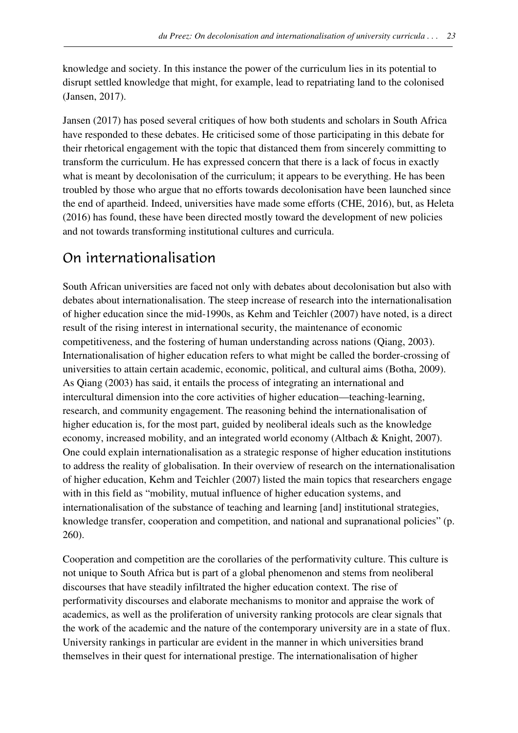knowledge and society. In this instance the power of the curriculum lies in its potential to disrupt settled knowledge that might, for example, lead to repatriating land to the colonised (Jansen, 2017).

Jansen (2017) has posed several critiques of how both students and scholars in South Africa have responded to these debates. He criticised some of those participating in this debate for their rhetorical engagement with the topic that distanced them from sincerely committing to transform the curriculum. He has expressed concern that there is a lack of focus in exactly what is meant by decolonisation of the curriculum; it appears to be everything. He has been troubled by those who argue that no efforts towards decolonisation have been launched since the end of apartheid. Indeed, universities have made some efforts (CHE, 2016), but, as Heleta (2016) has found, these have been directed mostly toward the development of new policies and not towards transforming institutional cultures and curricula.

## On internationalisation

South African universities are faced not only with debates about decolonisation but also with debates about internationalisation. The steep increase of research into the internationalisation of higher education since the mid-1990s, as Kehm and Teichler (2007) have noted, is a direct result of the rising interest in international security, the maintenance of economic competitiveness, and the fostering of human understanding across nations (Qiang, 2003). Internationalisation of higher education refers to what might be called the border-crossing of universities to attain certain academic, economic, political, and cultural aims (Botha, 2009). As Qiang (2003) has said, it entails the process of integrating an international and intercultural dimension into the core activities of higher education—teaching-learning, research, and community engagement. The reasoning behind the internationalisation of higher education is, for the most part, guided by neoliberal ideals such as the knowledge economy, increased mobility, and an integrated world economy (Altbach & Knight, 2007). One could explain internationalisation as a strategic response of higher education institutions to address the reality of globalisation. In their overview of research on the internationalisation of higher education, Kehm and Teichler (2007) listed the main topics that researchers engage with in this field as "mobility, mutual influence of higher education systems, and internationalisation of the substance of teaching and learning [and] institutional strategies, knowledge transfer, cooperation and competition, and national and supranational policies" (p. 260).

Cooperation and competition are the corollaries of the performativity culture. This culture is not unique to South Africa but is part of a global phenomenon and stems from neoliberal discourses that have steadily infiltrated the higher education context. The rise of performativity discourses and elaborate mechanisms to monitor and appraise the work of academics, as well as the proliferation of university ranking protocols are clear signals that the work of the academic and the nature of the contemporary university are in a state of flux. University rankings in particular are evident in the manner in which universities brand themselves in their quest for international prestige. The internationalisation of higher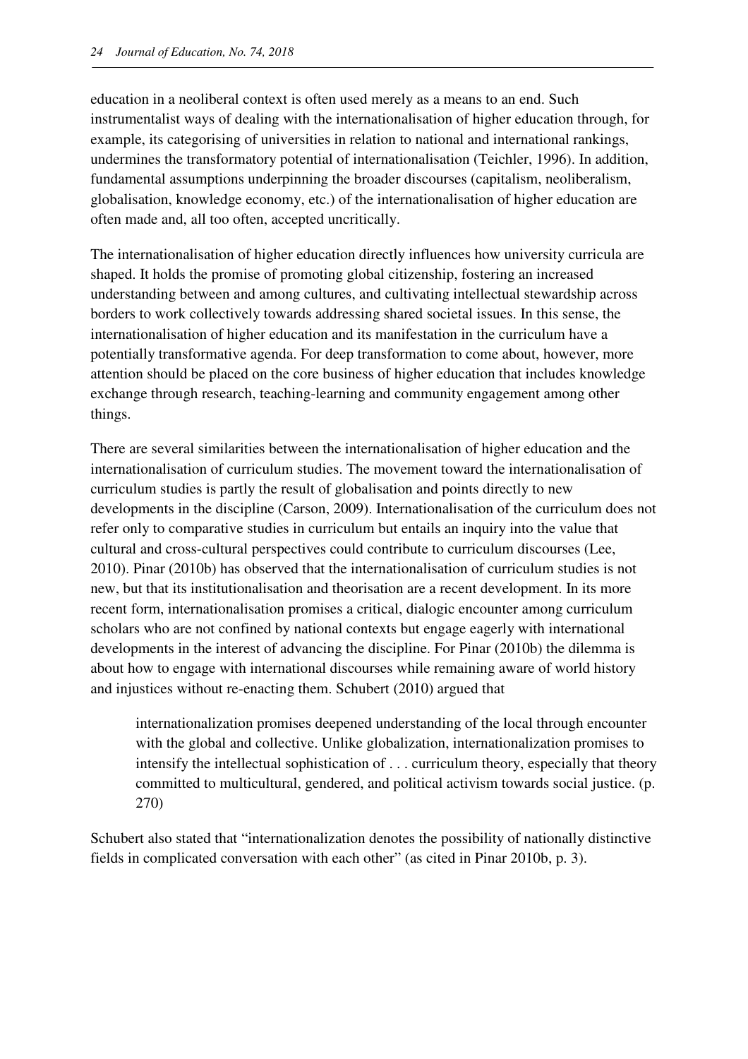education in a neoliberal context is often used merely as a means to an end. Such instrumentalist ways of dealing with the internationalisation of higher education through, for example, its categorising of universities in relation to national and international rankings, undermines the transformatory potential of internationalisation (Teichler, 1996). In addition, fundamental assumptions underpinning the broader discourses (capitalism, neoliberalism, globalisation, knowledge economy, etc.) of the internationalisation of higher education are often made and, all too often, accepted uncritically.

The internationalisation of higher education directly influences how university curricula are shaped. It holds the promise of promoting global citizenship, fostering an increased understanding between and among cultures, and cultivating intellectual stewardship across borders to work collectively towards addressing shared societal issues. In this sense, the internationalisation of higher education and its manifestation in the curriculum have a potentially transformative agenda. For deep transformation to come about, however, more attention should be placed on the core business of higher education that includes knowledge exchange through research, teaching-learning and community engagement among other things.

There are several similarities between the internationalisation of higher education and the internationalisation of curriculum studies. The movement toward the internationalisation of curriculum studies is partly the result of globalisation and points directly to new developments in the discipline (Carson, 2009). Internationalisation of the curriculum does not refer only to comparative studies in curriculum but entails an inquiry into the value that cultural and cross-cultural perspectives could contribute to curriculum discourses (Lee, 2010). Pinar (2010b) has observed that the internationalisation of curriculum studies is not new, but that its institutionalisation and theorisation are a recent development. In its more recent form, internationalisation promises a critical, dialogic encounter among curriculum scholars who are not confined by national contexts but engage eagerly with international developments in the interest of advancing the discipline. For Pinar (2010b) the dilemma is about how to engage with international discourses while remaining aware of world history and injustices without re-enacting them. Schubert (2010) argued that

> internationalization promises deepened understanding of the local through encounter with the global and collective. Unlike globalization, internationalization promises to intensify the intellectual sophistication of . . . curriculum theory, especially that theory committed to multicultural, gendered, and political activism towards social justice. (p. 270)

Schubert also stated that "internationalization denotes the possibility of nationally distinctive fields in complicated conversation with each other" (as cited in Pinar 2010b, p. 3).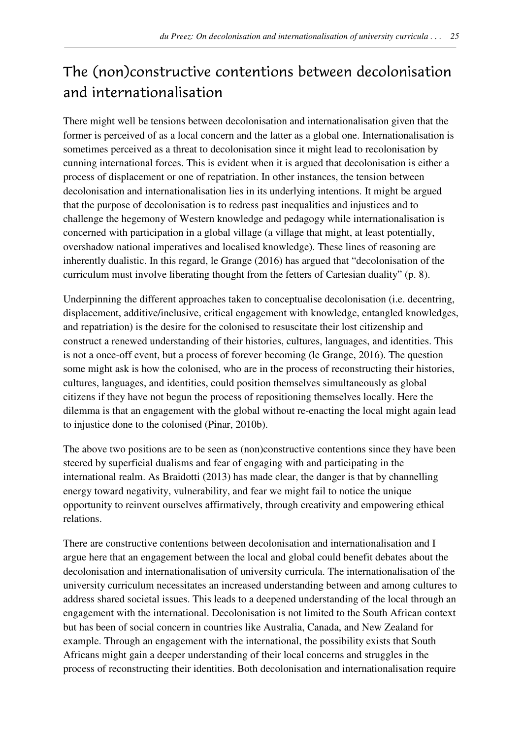## The (non)constructive contentions between decolonisation and internationalisation

There might well be tensions between decolonisation and internationalisation given that the former is perceived of as a local concern and the latter as a global one. Internationalisation is sometimes perceived as a threat to decolonisation since it might lead to recolonisation by cunning international forces. This is evident when it is argued that decolonisation is either a process of displacement or one of repatriation. In other instances, the tension between decolonisation and internationalisation lies in its underlying intentions. It might be argued that the purpose of decolonisation is to redress past inequalities and injustices and to challenge the hegemony of Western knowledge and pedagogy while internationalisation is concerned with participation in a global village (a village that might, at least potentially, overshadow national imperatives and localised knowledge). These lines of reasoning are inherently dualistic. In this regard, le Grange (2016) has argued that "decolonisation of the curriculum must involve liberating thought from the fetters of Cartesian duality" (p. 8).

Underpinning the different approaches taken to conceptualise decolonisation (i.e. decentring, displacement, additive/inclusive, critical engagement with knowledge, entangled knowledges, and repatriation) is the desire for the colonised to resuscitate their lost citizenship and construct a renewed understanding of their histories, cultures, languages, and identities. This is not a once-off event, but a process of forever becoming (le Grange, 2016). The question some might ask is how the colonised, who are in the process of reconstructing their histories, cultures, languages, and identities, could position themselves simultaneously as global citizens if they have not begun the process of repositioning themselves locally. Here the dilemma is that an engagement with the global without re-enacting the local might again lead to injustice done to the colonised (Pinar, 2010b).

The above two positions are to be seen as (non)constructive contentions since they have been steered by superficial dualisms and fear of engaging with and participating in the international realm. As Braidotti (2013) has made clear, the danger is that by channelling energy toward negativity, vulnerability, and fear we might fail to notice the unique opportunity to reinvent ourselves affirmatively, through creativity and empowering ethical relations.

There are constructive contentions between decolonisation and internationalisation and I argue here that an engagement between the local and global could benefit debates about the decolonisation and internationalisation of university curricula. The internationalisation of the university curriculum necessitates an increased understanding between and among cultures to address shared societal issues. This leads to a deepened understanding of the local through an engagement with the international. Decolonisation is not limited to the South African context but has been of social concern in countries like Australia, Canada, and New Zealand for example. Through an engagement with the international, the possibility exists that South Africans might gain a deeper understanding of their local concerns and struggles in the process of reconstructing their identities. Both decolonisation and internationalisation require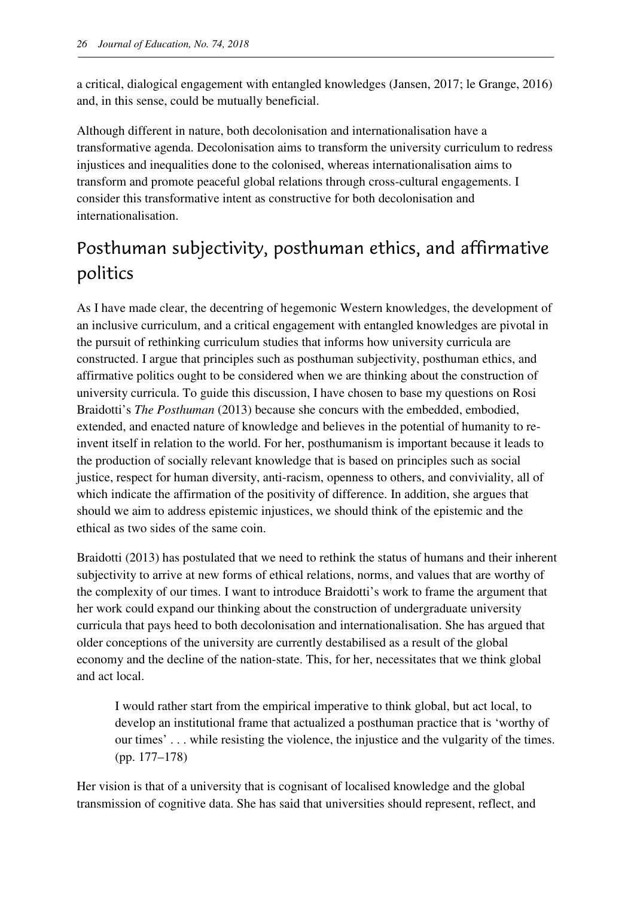a critical, dialogical engagement with entangled knowledges (Jansen, 2017; le Grange, 2016) and, in this sense, could be mutually beneficial.

Although different in nature, both decolonisation and internationalisation have a transformative agenda. Decolonisation aims to transform the university curriculum to redress injustices and inequalities done to the colonised, whereas internationalisation aims to transform and promote peaceful global relations through cross-cultural engagements. I consider this transformative intent as constructive for both decolonisation and internationalisation.

## Posthuman subjectivity, posthuman ethics, and affirmative politics

As I have made clear, the decentring of hegemonic Western knowledges, the development of an inclusive curriculum, and a critical engagement with entangled knowledges are pivotal in the pursuit of rethinking curriculum studies that informs how university curricula are constructed. I argue that principles such as posthuman subjectivity, posthuman ethics, and affirmative politics ought to be considered when we are thinking about the construction of university curricula. To guide this discussion, I have chosen to base my questions on Rosi Braidotti's *The Posthuman* (2013) because she concurs with the embedded, embodied, extended, and enacted nature of knowledge and believes in the potential of humanity to re-invent itself in relation to the world. For her, posthumanism is important because it leads to the production of socially relevant knowledge that is based on principles such as social justice, respect for human diversity, anti-racism, openness to others, and conviviality, all of which indicate the affirmation of the positivity of difference. In addition, she argues that should we aim to address epistemic injustices, we should think of the epistemic and the ethical as two sides of the same coin.

Braidotti (2013) has postulated that we need to rethink the status of humans and their inherent subjectivity to arrive at new forms of ethical relations, norms, and values that are worthy of the complexity of our times. I want to introduce Braidotti's work to frame the argument that her work could expand our thinking about the construction of undergraduate university curricula that pays heed to both decolonisation and internationalisation. She has argued that older conceptions of the university are currently destabilised as a result of the global economy and the decline of the nation-state. This, for her, necessitates that we think global and act local.

> I would rather start from the empirical imperative to think global, but act local, to develop an institutional frame that actualized a posthuman practice that is 'worthy of our times' . . . while resisting the violence, the injustice and the vulgarity of the times. (pp. 177–178)

Her vision is that of a university that is cognisant of localised knowledge and the global transmission of cognitive data. She has said that universities should represent, reflect, and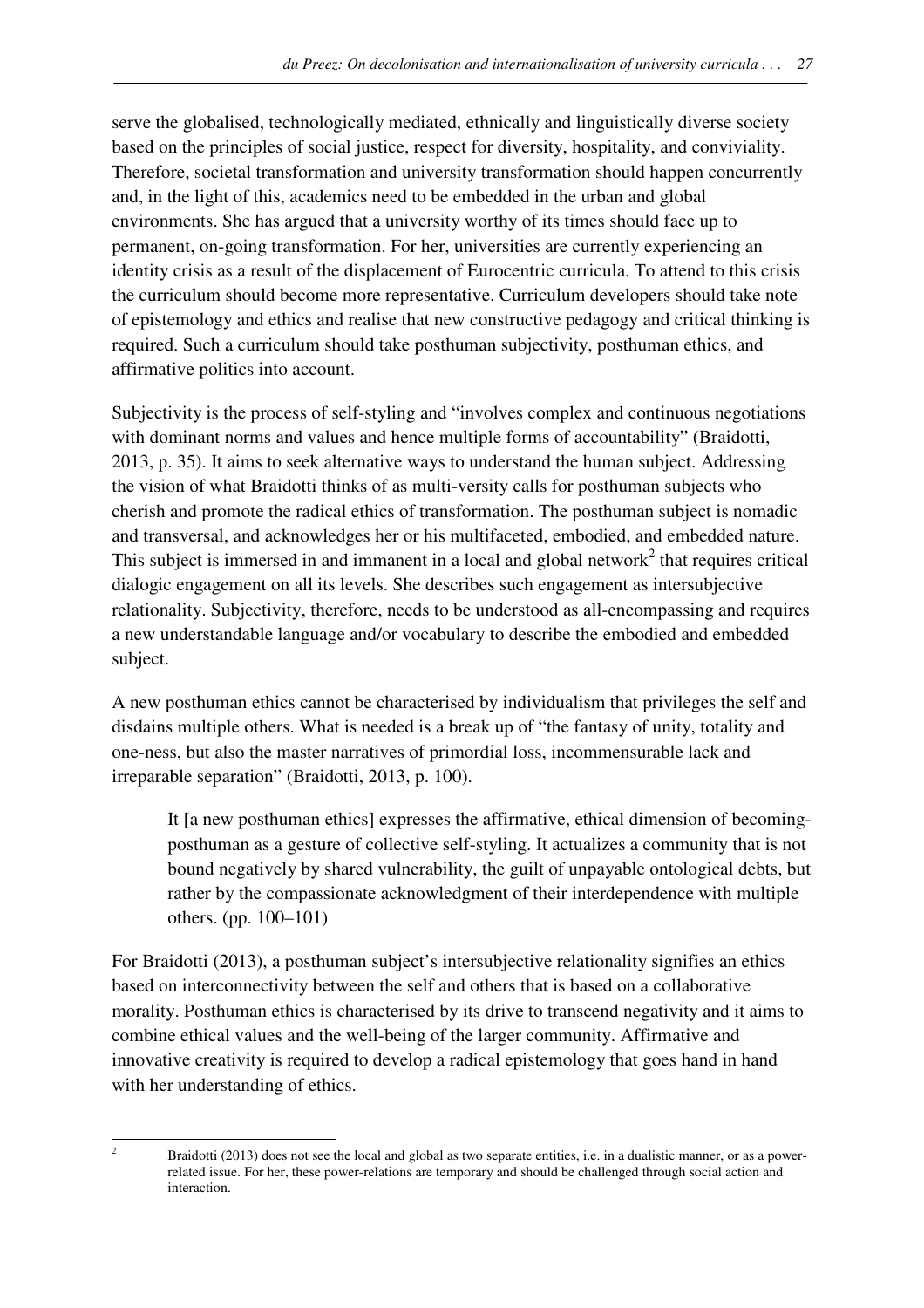serve the globalised, technologically mediated, ethnically and linguistically diverse society based on the principles of social justice, respect for diversity, hospitality, and conviviality. Therefore, societal transformation and university transformation should happen concurrently and, in the light of this, academics need to be embedded in the urban and global environments. She has argued that a university worthy of its times should face up to permanent, on-going transformation. For her, universities are currently experiencing an identity crisis as a result of the displacement of Eurocentric curricula. To attend to this crisis the curriculum should become more representative. Curriculum developers should take note of epistemology and ethics and realise that new constructive pedagogy and critical thinking is required. Such a curriculum should take posthuman subjectivity, posthuman ethics, and affirmative politics into account.

Subjectivity is the process of self-styling and "involves complex and continuous negotiations with dominant norms and values and hence multiple forms of accountability" (Braidotti, 2013, p. 35). It aims to seek alternative ways to understand the human subject. Addressing the vision of what Braidotti thinks of as multi-versity calls for posthuman subjects who cherish and promote the radical ethics of transformation. The posthuman subject is nomadic and transversal, and acknowledges her or his multifaceted, embodied, and embedded nature. This subject is immersed in and immanent in a local and global network[2] that requires critical dialogic engagement on all its levels. She describes such engagement as intersubjective relationality. Subjectivity, therefore, needs to be understood as all-encompassing and requires a new understandable language and/or vocabulary to describe the embodied and embedded subject.

A new posthuman ethics cannot be characterised by individualism that privileges the self and disdains multiple others. What is needed is a break up of "the fantasy of unity, totality and one-ness, but also the master narratives of primordial loss, incommensurable lack and irreparable separation" (Braidotti, 2013, p. 100).

> It [a new posthuman ethics] expresses the affirmative, ethical dimension of becoming-posthuman as a gesture of collective self-styling. It actualizes a community that is not bound negatively by shared vulnerability, the guilt of unpayable ontological debts, but rather by the compassionate acknowledgment of their interdependence with multiple others. (pp. 100–101)

For Braidotti (2013), a posthuman subject's intersubjective relationality signifies an ethics based on interconnectivity between the self and others that is based on a collaborative morality. Posthuman ethics is characterised by its drive to transcend negativity and it aims to combine ethical values and the well-being of the larger community. Affirmative and innovative creativity is required to develop a radical epistemology that goes hand in hand with her understanding of ethics.

---

[2] Braidotti (2013) does not see the local and global as two separate entities, i.e. in a dualistic manner, or as a power-related issue. For her, these power-relations are temporary and should be challenged through social action and interaction.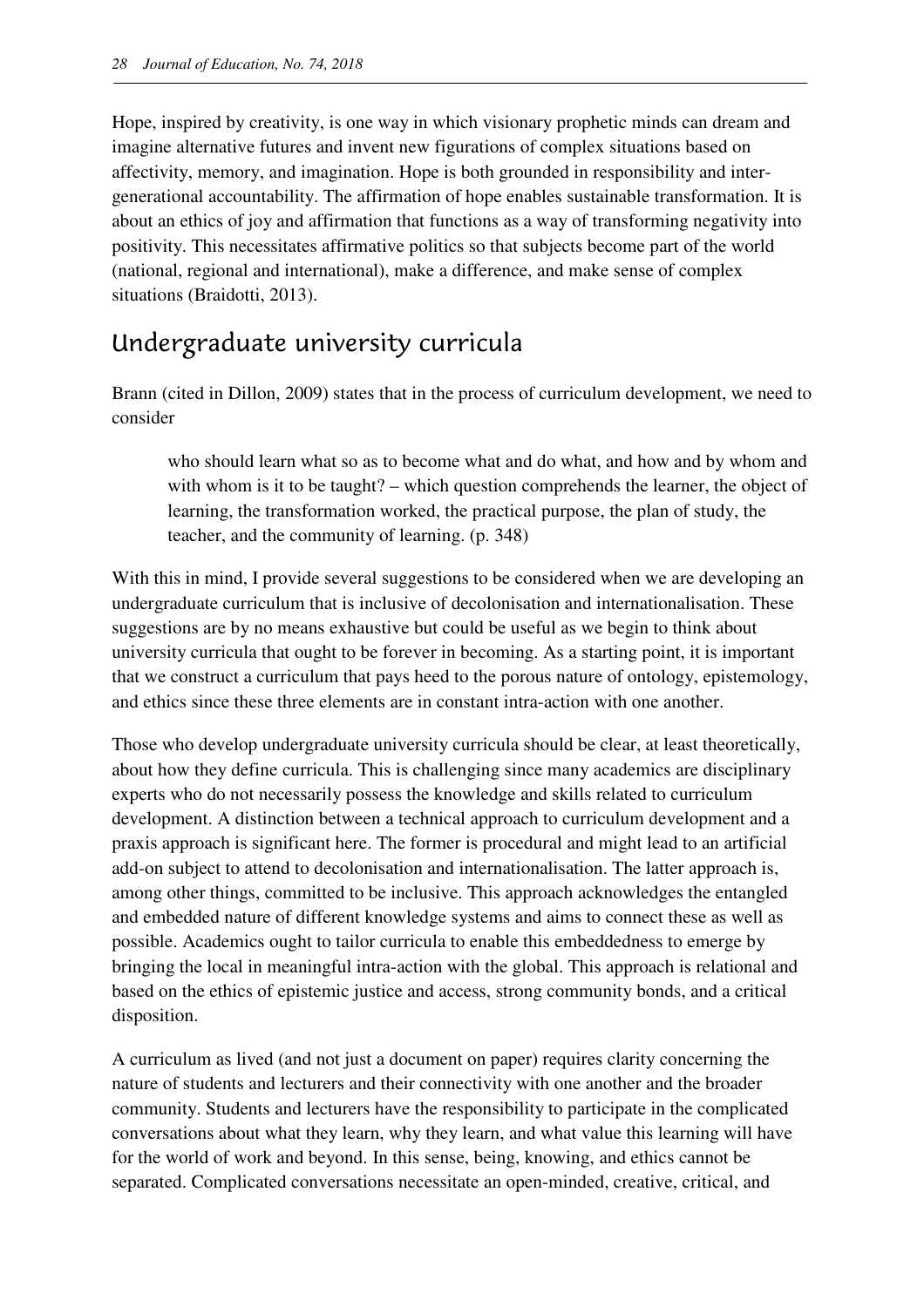Hope, inspired by creativity, is one way in which visionary prophetic minds can dream and imagine alternative futures and invent new figurations of complex situations based on affectivity, memory, and imagination. Hope is both grounded in responsibility and inter-generational accountability. The affirmation of hope enables sustainable transformation. It is about an ethics of joy and affirmation that functions as a way of transforming negativity into positivity. This necessitates affirmative politics so that subjects become part of the world (national, regional and international), make a difference, and make sense of complex situations (Braidotti, 2013).

## Undergraduate university curricula

Brann (cited in Dillon, 2009) states that in the process of curriculum development, we need to consider

> who should learn what so as to become what and do what, and how and by whom and with whom is it to be taught? – which question comprehends the learner, the object of learning, the transformation worked, the practical purpose, the plan of study, the teacher, and the community of learning. (p. 348)

With this in mind, I provide several suggestions to be considered when we are developing an undergraduate curriculum that is inclusive of decolonisation and internationalisation. These suggestions are by no means exhaustive but could be useful as we begin to think about university curricula that ought to be forever in becoming. As a starting point, it is important that we construct a curriculum that pays heed to the porous nature of ontology, epistemology, and ethics since these three elements are in constant intra-action with one another.

Those who develop undergraduate university curricula should be clear, at least theoretically, about how they define curricula. This is challenging since many academics are disciplinary experts who do not necessarily possess the knowledge and skills related to curriculum development. A distinction between a technical approach to curriculum development and a praxis approach is significant here. The former is procedural and might lead to an artificial add-on subject to attend to decolonisation and internationalisation. The latter approach is, among other things, committed to be inclusive. This approach acknowledges the entangled and embedded nature of different knowledge systems and aims to connect these as well as possible. Academics ought to tailor curricula to enable this embeddedness to emerge by bringing the local in meaningful intra-action with the global. This approach is relational and based on the ethics of epistemic justice and access, strong community bonds, and a critical disposition.

A curriculum as lived (and not just a document on paper) requires clarity concerning the nature of students and lecturers and their connectivity with one another and the broader community. Students and lecturers have the responsibility to participate in the complicated conversations about what they learn, why they learn, and what value this learning will have for the world of work and beyond. In this sense, being, knowing, and ethics cannot be separated. Complicated conversations necessitate an open-minded, creative, critical, and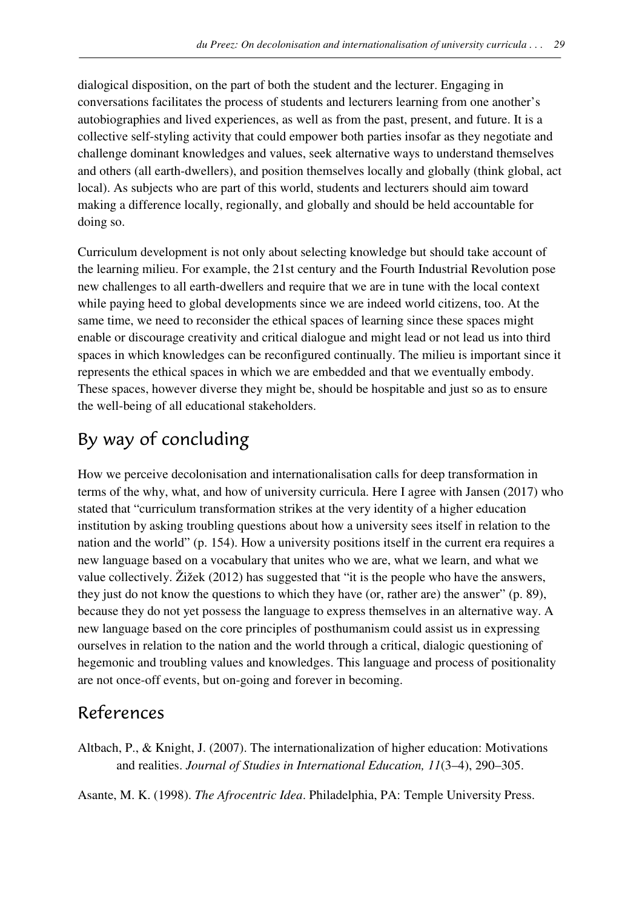dialogical disposition, on the part of both the student and the lecturer. Engaging in conversations facilitates the process of students and lecturers learning from one another's autobiographies and lived experiences, as well as from the past, present, and future. It is a collective self-styling activity that could empower both parties insofar as they negotiate and challenge dominant knowledges and values, seek alternative ways to understand themselves and others (all earth-dwellers), and position themselves locally and globally (think global, act local). As subjects who are part of this world, students and lecturers should aim toward making a difference locally, regionally, and globally and should be held accountable for doing so.

Curriculum development is not only about selecting knowledge but should take account of the learning milieu. For example, the 21st century and the Fourth Industrial Revolution pose new challenges to all earth-dwellers and require that we are in tune with the local context while paying heed to global developments since we are indeed world citizens, too. At the same time, we need to reconsider the ethical spaces of learning since these spaces might enable or discourage creativity and critical dialogue and might lead or not lead us into third spaces in which knowledges can be reconfigured continually. The milieu is important since it represents the ethical spaces in which we are embedded and that we eventually embody. These spaces, however diverse they might be, should be hospitable and just so as to ensure the well-being of all educational stakeholders.

## By way of concluding

How we perceive decolonisation and internationalisation calls for deep transformation in terms of the why, what, and how of university curricula. Here I agree with Jansen (2017) who stated that "curriculum transformation strikes at the very identity of a higher education institution by asking troubling questions about how a university sees itself in relation to the nation and the world" (p. 154). How a university positions itself in the current era requires a new language based on a vocabulary that unites who we are, what we learn, and what we value collectively. Žižek (2012) has suggested that "it is the people who have the answers, they just do not know the questions to which they have (or, rather are) the answer" (p. 89), because they do not yet possess the language to express themselves in an alternative way. A new language based on the core principles of posthumanism could assist us in expressing ourselves in relation to the nation and the world through a critical, dialogic questioning of hegemonic and troubling values and knowledges. This language and process of positionality are not once-off events, but on-going and forever in becoming.

## References

Altbach, P., & Knight, J. (2007). The internationalization of higher education: Motivations and realities. *Journal of Studies in International Education, 11*(3–4), 290–305.

Asante, M. K. (1998). *The Afrocentric Idea*. Philadelphia, PA: Temple University Press.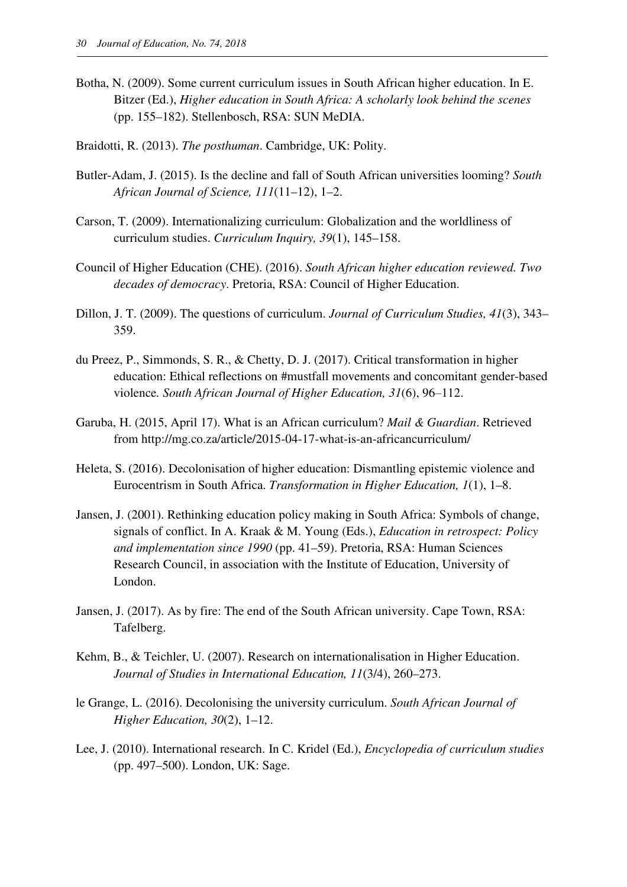Botha, N. (2009). Some current curriculum issues in South African higher education. In E. Bitzer (Ed.), *Higher education in South Africa: A scholarly look behind the scenes* (pp. 155–182). Stellenbosch, RSA: SUN MeDIA.

Braidotti, R. (2013). *The posthuman*. Cambridge, UK: Polity.

Butler-Adam, J. (2015). Is the decline and fall of South African universities looming? *South African Journal of Science, 111*(11–12), 1–2.

Carson, T. (2009). Internationalizing curriculum: Globalization and the worldliness of curriculum studies. *Curriculum Inquiry, 39*(1), 145–158.

Council of Higher Education (CHE). (2016). *South African higher education reviewed. Two decades of democracy*. Pretoria, RSA: Council of Higher Education.

Dillon, J. T. (2009). The questions of curriculum. *Journal of Curriculum Studies, 41*(3), 343–359.

du Preez, P., Simmonds, S. R., & Chetty, D. J. (2017). Critical transformation in higher education: Ethical reflections on #mustfall movements and concomitant gender-based violence. *South African Journal of Higher Education, 31*(6), 96–112.

Garuba, H. (2015, April 17). What is an African curriculum? *Mail & Guardian*. Retrieved from http://mg.co.za/article/2015-04-17-what-is-an-africancurriculum/

Heleta, S. (2016). Decolonisation of higher education: Dismantling epistemic violence and Eurocentrism in South Africa. *Transformation in Higher Education, 1*(1), 1–8.

Jansen, J. (2001). Rethinking education policy making in South Africa: Symbols of change, signals of conflict. In A. Kraak & M. Young (Eds.), *Education in retrospect: Policy and implementation since 1990* (pp. 41–59). Pretoria, RSA: Human Sciences Research Council, in association with the Institute of Education, University of London.

Jansen, J. (2017). As by fire: The end of the South African university. Cape Town, RSA: Tafelberg.

Kehm, B., & Teichler, U. (2007). Research on internationalisation in Higher Education. *Journal of Studies in International Education, 11*(3/4), 260–273.

le Grange, L. (2016). Decolonising the university curriculum. *South African Journal of Higher Education, 30*(2), 1–12.

Lee, J. (2010). International research. In C. Kridel (Ed.), *Encyclopedia of curriculum studies* (pp. 497–500). London, UK: Sage.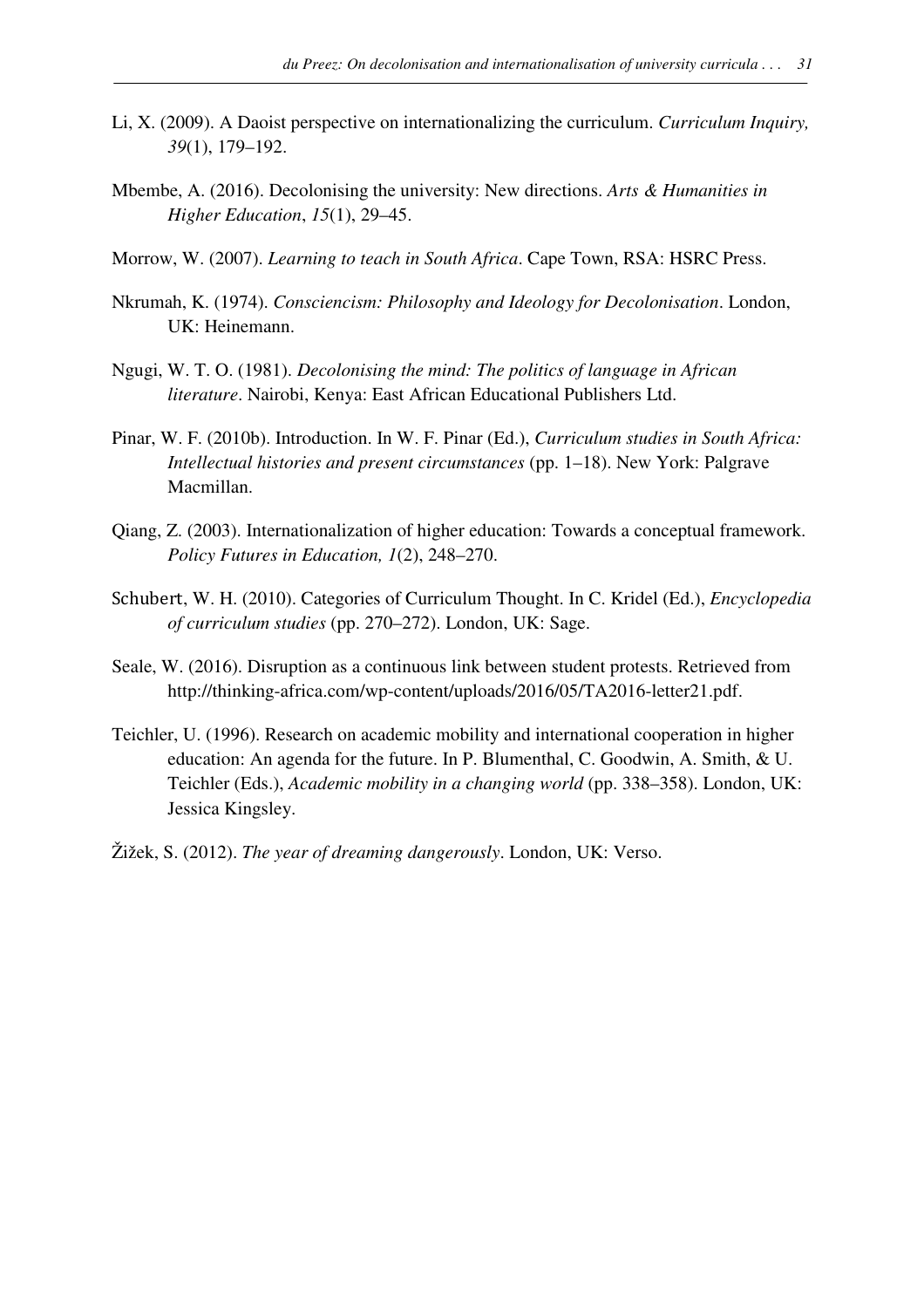Li, X. (2009). A Daoist perspective on internationalizing the curriculum. *Curriculum Inquiry, 39*(1), 179–192.

Mbembe, A. (2016). Decolonising the university: New directions. *Arts & Humanities in Higher Education*, *15*(1), 29–45.

Morrow, W. (2007). *Learning to teach in South Africa*. Cape Town, RSA: HSRC Press.

Nkrumah, K. (1974). *Consciencism: Philosophy and Ideology for Decolonisation*. London, UK: Heinemann.

Ngugi, W. T. O. (1981). *Decolonising the mind: The politics of language in African literature*. Nairobi, Kenya: East African Educational Publishers Ltd.

Pinar, W. F. (2010b). Introduction. In W. F. Pinar (Ed.), *Curriculum studies in South Africa: Intellectual histories and present circumstances* (pp. 1–18). New York: Palgrave Macmillan.

Qiang, Z. (2003). Internationalization of higher education: Towards a conceptual framework. *Policy Futures in Education, 1*(2), 248–270.

Schubert, W. H. (2010). Categories of Curriculum Thought. In C. Kridel (Ed.), *Encyclopedia of curriculum studies* (pp. 270–272). London, UK: Sage.

Seale, W. (2016). Disruption as a continuous link between student protests. Retrieved from http://thinking-africa.com/wp-content/uploads/2016/05/TA2016-letter21.pdf.

Teichler, U. (1996). Research on academic mobility and international cooperation in higher education: An agenda for the future. In P. Blumenthal, C. Goodwin, A. Smith, & U. Teichler (Eds.), *Academic mobility in a changing world* (pp. 338–358). London, UK: Jessica Kingsley.

Žižek, S. (2012). *The year of dreaming dangerously*. London, UK: Verso.